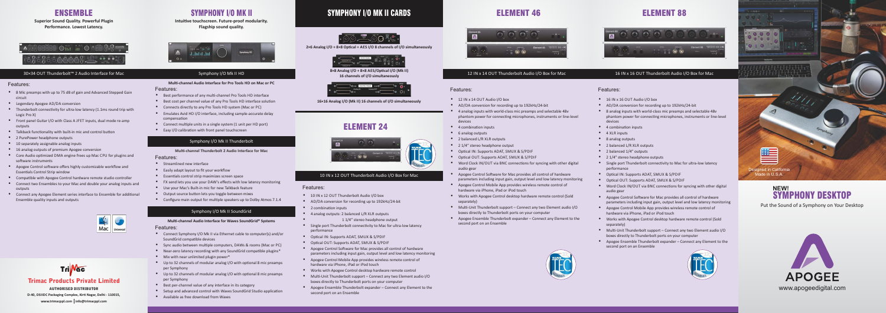# ENSEMBLE

**Superior Sound Quality. Powerful Plugin Performance. Lowest Latency.**

30×34 OUT Thunderbolt™ 2 Audio Interface for Mac

### Features:

- 8 Mic preamps with up to 75 dB of gain and Advanced Stepped Gain circuit
- Legendary Apogee AD/DA conversion
- Thunderbolt connectivity for ultra-low latency (1.1ms round trip with Logic Pro X)
- Front panel Guitar I/O with Class A JFET inputs, dual mode re-amp outputs
- Talkback functionality with built-in mic and control button
- 2 PurePower headphone outputs
- 10 separately assignable analog inputs
- 16 analog outputs of premium Apogee conversion
- Core Audio optimized DMA engine frees up Mac CPU for plugins and software instruments
- Apogee Control software offers highly customizable workflow and Essentials Control Strip window
- Compatible with Apogee Control hardware remote studio controller
- Connect two Ensembles to your Mac and double your analog inputs and outputs
- Connect any Apogee Element series interface to Ensemble for additional Ensemble quality inputs and outputs

Mac | Universal

**Trimac Products Private Limited**

**AUTHORISED DISTRIBUTOR**

D-40, DSIIDC Packaging Complex, Kirti Nagar, Delhi - 110015,

www.trimacppl.com | info@trimacppl.com

# SYMPHONY I/O MK II

**Intuitive touchscreen. Future-proof modularity. Flagship sound quality.**

## Symphony I/O Mk II HD

**Multi-channel Audio Interface for Pro Tools HD on Mac or PC**

### Features:

- Best performance of any multi-channel Pro Tools HD interface
- Best cost per channel value of any Pro Tools HD interface solution
- Connects directly to any Pro Tools HD system (Mac or PC)
- Emulates Avid HD I/O interface, including sample-accurate delay compensation
- Connect multiple units in a single system (1 unit per HD port)
- Easy I/O calibration with front panel touchscreen

## Symphony I/O Mk II Thunderbolt

**Multi-channel Thunderbolt 2 Audio Interface for Mac**

### Features:

- Streamlined new interface
- Easily adapt layout to fit your workflow
- Essentials control strip maximizes screen space
- FX send lets you use your DAW's effects with low latency monitoring
- Use your Mac's Built-in mic for new Talkback feature
- Output source button lets you toggle between mixes
- Configure main output for multiple speakers up to Dolby Atmos 7.1.4

## Symphony I/O Mk II SoundGrid

**Multi-channel Audio Interface for Waves SoundGrid® Systems**

### Features:

- Connect Symphony I/O MK II via Ethernet cable to computer(s) and/or SoundGrid compatible devices
- Sync audio between multiple computers, DAWs & rooms (Mac or PC)
- Near-zero latency recording with any SoundGrid compatible plugins*
- Mix with near unlimited plugin power*
- Up to 32 channels of modular analog I/O with optional 8 mic preamps per Symphony
- Up to 32 channels of modular analog I/O with optional 8 mic preamps per Symphony
- Best per-channel value of any interface in its category
- Setup and advanced control with Waves SoundGrid Studio application
- Available as free download from Waves

# SYMPHONY I/O MK II CARDS

2×6 Analog I/O + 8×8 Optical + AES I/O 8 channels of I/O simultaneously

8×8 Analog I/O + 8×8 AES/Optical I/O (Mk II) 16 channels of I/O simultaneously

16×16 Analog I/O (Mk II) 16 channels of I/O simultaneously

# ELEMENT 24

10 IN x 12 OUT Thunderbolt Audio I/O Box for Mac

### Features:

- 10 IN x 12 OUT Thunderbolt Audio I/O box
- AD/DA conversion for recording up to 192kHz/24-bit
- 2 combination inputs
- 4 analog outputs: 2 balanced L/R XLR outputs
- 1 1/4" stereo headphone output
- Single port Thunderbolt connectivity to Mac for ultra-low latency performance
- Optical IN: Supports ADAT, SMUX & S/PDIF
- Optical OUT: Supports ADAT, SMUX & S/PDIF
- Apogee Control Software for Mac provides all control of hardware parameters including input gain, output level and low latency monitoring
- Apogee Control Mobile App provides wireless remote control of hardware via iPhone, iPad or iPod touch
- Works with Apogee Control desktop hardware remote control
- Multi-Unit Thunderbolt support – Connect any two Element audio I/O boxes directly to Thunderbolt ports on your computer
- Apogee Ensemble Thunderbolt expander – Connect any Element to the second port on an Ensemble

# ELEMENT 46

12 IN x 14 OUT Thunderbolt Audio I/O Box for Mac

### Features:

- 12 IN x 14 OUT Audio I/O box
- AD/DA conversion for recording up to 192kHz/24-bit
- 4 analog inputs with world-class mic preamps and selectable 48v phantom power for connecting microphones, instruments or line-level devices
- 4 combination inputs
- 6 analog outputs
- 2 balanced L/R XLR outputs
- 2 1/4" stereo headphone output
- Optical IN: Supports ADAT, SMUX & S/PDIF
- Optical OUT: Supports ADAT, SMUX & S/PDIF
- Word Clock IN/OUT via BNC connections for syncing with other digital audio gear
- Apogee Control Software for Mac provides all control of hardware parameters including input gain, output level and low latency monitoring
- Apogee Control Mobile App provides wireless remote control of hardware via iPhone, iPad or iPod touch
- Works with Apogee Control desktop hardware remote control (Sold separately)
- Multi-Unit Thunderbolt support – Connect any two Element audio I/O boxes directly to Thunderbolt ports on your computer
- Apogee Ensemble Thunderbolt expander – Connect any Element to the second port on an Ensemble

# ELEMENT 88

16 IN x 16 OUT Thunderbolt Audio I/O Box for Mac

### Features:

- 16 IN x 16 OUT Audio I/O box
- AD/DA conversion for recording up to 192kHz/24-bit
- 8 analog inputs with world-class mic preamps and selectable 48v phantom power for connecting microphones, instruments or line-level devices
- 4 combination inputs
- 4 XLR inputs
- 8 analog outputs
- 2 balanced L/R XLR outputs
- 2 balanced 1/4" outputs
- 2 1/4" stereo headphone outputs
- Single port Thunderbolt connectivity to Mac for ultra-low latency performance
- Optical IN: Supports ADAT, SMUX & S/PDIF
- Optical OUT: Supports ADAT, SMUX & S/PDIF
- Word Clock IN/OUT via BNC connections for syncing with other digital audio gear
- Apogee Control Software for Mac provides all control of hardware parameters including input gain, output level and low latency monitoring
- Apogee Control Mobile App provides wireless remote control of hardware via iPhone, iPad or iPod touch
- Works with Apogee Control desktop hardware remote control (Sold separately)
- Multi-Unit Thunderbolt support – Connect any two Element audio I/O boxes directly to Thunderbolt ports on your computer
- Apogee Ensemble Thunderbolt expander – Connect any Element to the second port on an Ensemble

Designed in California
Made in U.S.A.

# NEW! SYMPHONY DESKTOP

Put the Sound of a Symphony on Your Desktop

APOGEE

www.apogeedigital.com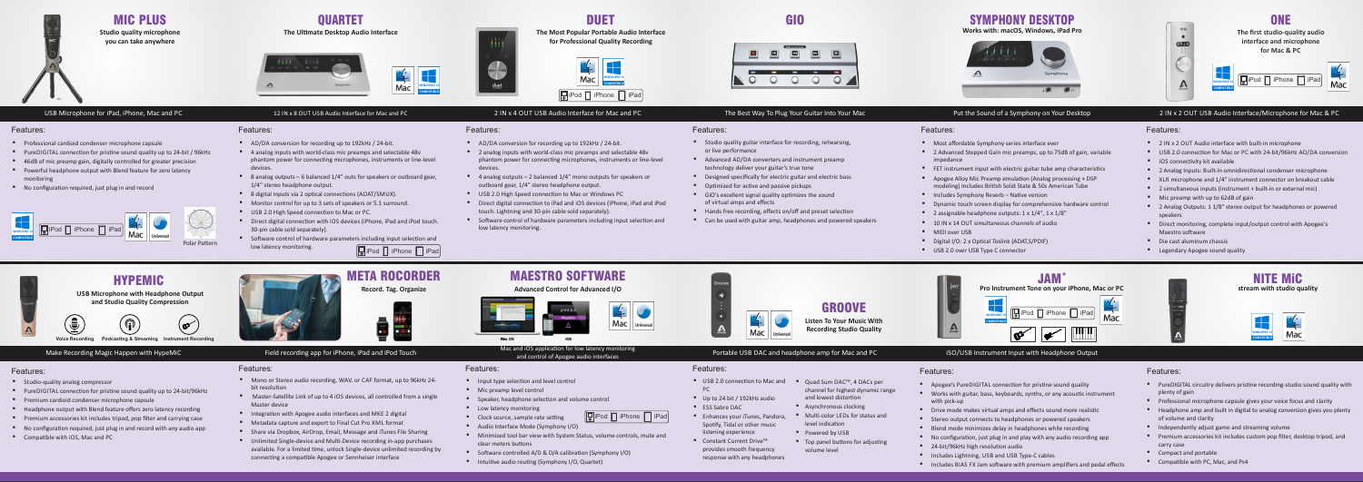## MIC PLUS

**Studio quality microphone you can take anywhere**

USB Microphone for iPad, iPhone, Mac and PC

### Features:

- Professional cardioid condenser microphone capsule
- PureDIGITAL connection for pristine sound quality up to 24-bit / 96kHz
- 46dB of mic preamp gain, digitally controlled for greater precision
- Powerful headphone output with Blend feature for zero latency monitoring
- No configuration required, just plug in and record

Windows 10 Compatible | iPod | iPhone | iPad | Mac | Universal

Polar Pattern

## QUARTET

**The Ultimate Desktop Audio Interface**

12 IN x 8 OUT USB Audio Interface for Mac and PC

### Features:

- AD/DA conversion for recording up to 192kHz / 24-bit.
- 4 analog inputs with world-class mic preamps and selectable 48v phantom power for connecting microphones, instruments or line-level devices.
- 8 analog outputs – 6 balanced 1/4" outs for speakers or outboard gear, 1/4" stereo headphone output.
- 8 digital inputs via 2 optical connections (ADAT/SMUX).
- Monitor control for up to 3 sets of speakers or 5.1 surround.
- USB 2.0 High Speed connection to Mac or PC.
- Direct digital connection with iOS devices (iPhone, iPad and iPod touch. 30-pin cable sold separately).
- Software control of hardware parameters including input selection and low latency monitoring.

iPod | iPhone | iPad

## DUET

**The Most Popular Portable Audio Interface for Professional Quality Recording**

2 IN x 4 OUT USB Audio Interface for Mac and PC

### Features:

- AD/DA conversion for recording up to 192kHz / 24-bit.
- 2 analog inputs with world-class mic preamps and selectable 48v phantom power for connecting microphones, instruments or line-level devices.
- 4 analog outputs – 2 balanced 1/4" mono outputs for speakers or outboard gear, 1/4" stereo headphone output.
- USB 2.0 High Speed connection to Mac or Windows PC
- Direct digital connection to iPad and iOS devices (iPhone, iPad and iPod touch. Lightning and 30-pin cable sold separately.)
- Software control of hardware parameters including input selection and low latency monitoring.

## GIO

The Best Way To Plug Your Guitar Into Your Mac

### Features:

- Studio quality guitar interface for recording, rehearsing, or live performance
- Advanced AD/DA converters and instrument preamp technology deliver your guitar's true tone
- Designed specifically for electric guitar and electric bass
- Optimized for active and passive pickups
- GiO's excellent signal quality optimizes the sound of virtual amps and effects
- Hands free recording, effects on/off and preset selection
- Can be used with guitar amp, headphones and powered speakers

## SYMPHONY DESKTOP

**Works with: macOS, Windows, iPad Pro**

Put the Sound of a Symphony on Your Desktop

### Features:

- Most affordable Symphony series interface ever
- 2 Advanced Stepped Gain mic preamps, up to 75dB of gain, variable impedance
- FET instrument input with electric guitar tube amp characteristics
- Apogee Alloy Mic Preamp emulation (Analog processing + DSP modeling) Includes British Solid State & 50s American Tube
- Includes Symphony Reverb – Native version
- Dynamic touch screen display for comprehensive hardware control
- 2 assignable headphone outputs: 1 x 1/4", 1 x 1/8"
- 10 IN x 14 OUT simultaneous channels of audio
- MIDI over USB
- Digital I/O: 2 x Optical Toslink (ADAT,S/PDIF)
- USB 2.0 over USB Type C connector

## ONE

**The first studio-quality audio interface and microphone for Mac & PC**

2 IN x 2 OUT USB Audio Interface/Microphone for Mac & PC

### Features:

- 2 IN x 2 OUT Audio interface with built-in microphone
- USB 2.0 connection for Mac or PC with 24-bit/96kHz AD/DA conversion
- iOS connectivity kit available
- 2 Analog Inputs: Built-in omnidirectional condenser microphone
- XLR microphone and 1/4" instrument connector on breakout cable
- 2 simultaneous inputs (instrument + built-in or external mic)
- Mic preamp with up to 62dB of gain
- 2 Analog Outputs: 1 1/8" stereo output for headphones or powered speakers
- Direct monitoring, complete input/output control with Apogee's Maestro software
- Die cast aluminum chassis
- Legendary Apogee sound quality

## HYPEMIC

**USB Microphone with Headphone Output and Studio Quality Compression**

Voice Recording | Podcasting & Streaming | Instrument Recording

Make Recording Magic Happen with HypeMiC

### Features:

- Studio-quality analog compressor
- PureDIGITAL connection for pristine sound quality up to 24-bit/96kHz
- Premium cardioid condenser microphone capsule
- Headphone output with Blend feature offers zero latency recording
- Premium accessories kit includes tripod, pop filter and carrying case
- No configuration required, just plug in and record with any audio app
- Compatible with iOS, Mac and PC

## META ROCORDER

**Record. Tag. Organize**

Field recording app for iPhone, iPad and iPod Touch

### Features:

- Mono or Stereo audio recording, WAV. or CAF format, up to 96kHz 24-bit resolution
- Master-Satellite Link of up to 4 iOS devices, all controlled from a single Master device
- Integration with Apogee audio interfaces and MKE 2 digital
- Metadata capture and export to Final Cut Pro XML format
- Share via Dropbox, AirDrop, Email, Message and iTunes File Sharing
- Unlimited Single-device and Multi-Device recording in-app purchases available. For a limited time, unlock Single-device unlimited recording by connecting a compatible Apogee or Sennheiser interface

## MAESTRO SOFTWARE

**Advanced Control for Advanced I/O**

Mac OS | iOS

Mac and iOS application for low latency monitoring and control of Apogee audio interfaces

### Features:

- Input type selection and level control
- Mic preamp level control
- Speaker, headphone selection and volume control
- Low latency monitoring
- Clock source, sample rate setting
- Audio Interface Mode (Symphony I/O)
- Minimized tool bar view with System Status, volume controls, mute and clear meters buttons
- Software controlled A/D & D/A calibration (Symphony I/O)
- Intuitive audio routing (Symphony I/O, Quartet)

iPod | iPhone | iPad

## GROOVE

**Listen To Your Music With Recording Studio Quality**

Portable USB DAC and headphone amp for Mac and PC

### Features:

- USB 2.0 connection to Mac and PC
- Up to 24 bit / 192kHz audio
- ESS Sabre DAC
- Enhances your iTunes, Pandora, Spotify, Tidal or other music listening experience
- Constant Current Drive™ provides smooth frequency response with any headphones
- Quad Sum DAC™, 4 DACs per channel for highest dynamic range and lowest distortion
- Asynchronous clocking
- Multi-color LEDs for status and level indication
- Powered by USB
- Top panel buttons for adjusting volume level

## JAM+

**Pro Instrument Tone on your iPhone, Mac or PC**

iOS/USB Instrument Input with Headphone Output

### Features:

- Apogee's PureDIGITAL connection for pristine sound quality
- Works with guitar, bass, keyboards, synths, or any acoustic instrument with pick-up
- Drive mode makes virtual amps and effects sound more realistic
- Stereo output connects to headphones or powered speakers
- Blend mode minimizes delay in headphones while recording
- No configuration, just plug in and play with any audio recording app
- 24-bit/96kHz high resolution audio
- Includes Lightning, USB and USB Type-C cables
- Includes BIAS FX Jam software with premium amplifiers and pedal effects

## NITE MiC

**stream with studio quality**

### Features:

- PureDIGITAL circuitry delivers pristine recording-studio sound quality with plenty of gain
- Professional microphone capsule gives your voice focus and clarity
- Headphone amp and built in digital to analog conversion gives you plenty of volume and clarity
- Independently adjust game and streaming volume
- Premium accessories kit includes custom pop filter, desktop tripod, and carry case
- Compact and portable
- Compatible with PC, Mac, and Ps4